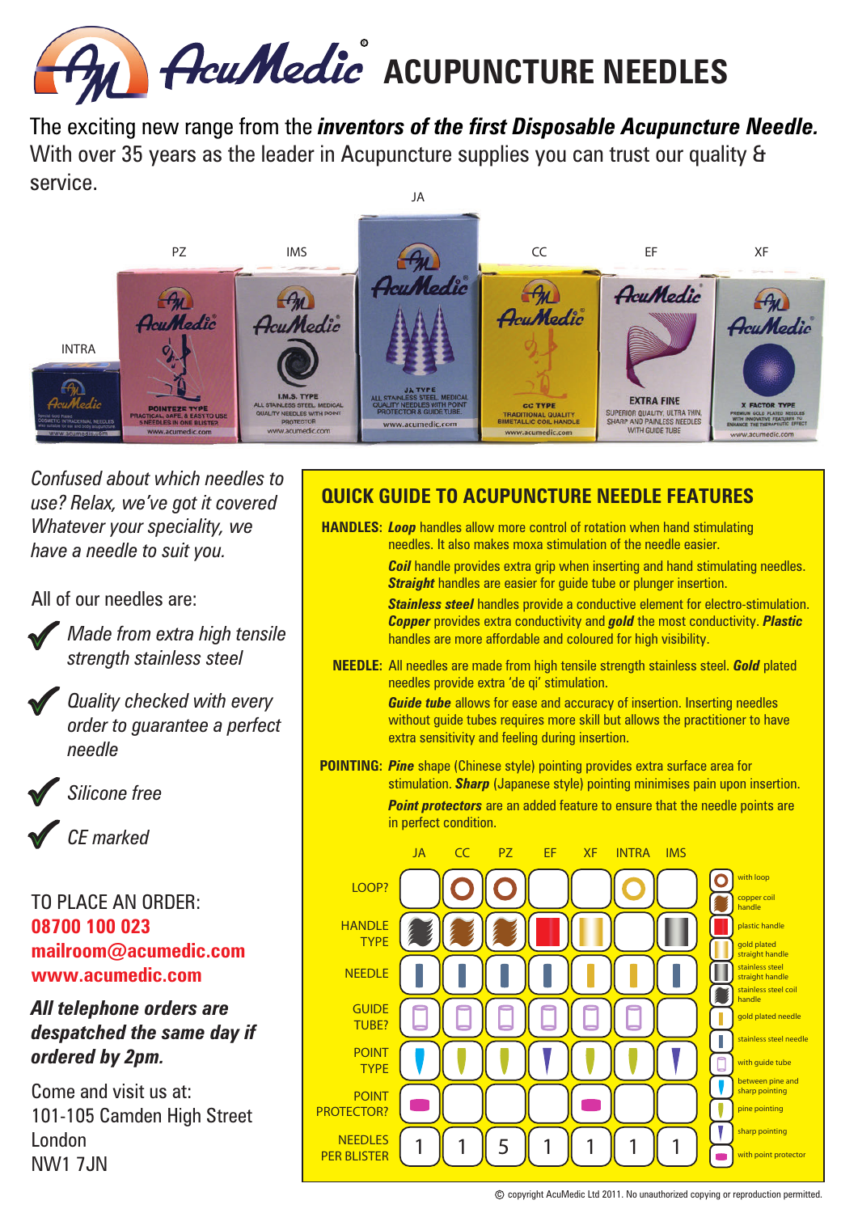# AcuMedic® ACUPUNCTURE NEEDLES

The exciting new range from the ***inventors of the first Disposable Acupuncture Needle.*** With over 35 years as the leader in Acupuncture supplies you can trust our quality & service.

INTRA | PZ | IMS | JA | CC | EF | XF

*Confused about which needles to use? Relax, we've got it covered Whatever your speciality, we have a needle to suit you.*

All of our needles are:

- *Made from extra high tensile strength stainless steel*
- *Quality checked with every order to guarantee a perfect needle*
- *Silicone free*
- *CE marked*

TO PLACE AN ORDER:
**08700 100 023**
**mailroom@acumedic.com**
**www.acumedic.com**

***All telephone orders are despatched the same day if ordered by 2pm.***

Come and visit us at:
101-105 Camden High Street
London
NW1 7JN

## QUICK GUIDE TO ACUPUNCTURE NEEDLE FEATURES

**HANDLES:** ***Loop*** handles allow more control of rotation when hand stimulating needles. It also makes moxa stimulation of the needle easier.

***Coil*** handle provides extra grip when inserting and hand stimulating needles. ***Straight*** handles are easier for guide tube or plunger insertion.

***Stainless steel*** handles provide a conductive element for electro-stimulation. ***Copper*** provides extra conductivity and ***gold*** the most conductivity. ***Plastic*** handles are more affordable and coloured for high visibility.

**NEEDLE:** All needles are made from high tensile strength stainless steel. ***Gold*** plated needles provide extra 'de qi' stimulation.

***Guide tube*** allows for ease and accuracy of insertion. Inserting needles without guide tubes requires more skill but allows the practitioner to have extra sensitivity and feeling during insertion.

**POINTING:** ***Pine*** shape (Chinese style) pointing provides extra surface area for stimulation. ***Sharp*** (Japanese style) pointing minimises pain upon insertion.

***Point protectors*** are an added feature to ensure that the needle points are in perfect condition.

| | JA | CC | PZ | EF | XF | INTRA | IMS |
|---|---|---|---|---|---|---|---|
| LOOP? | | with loop | with loop | | | with loop | |
| HANDLE TYPE | stainless steel coil handle | copper coil handle | copper coil handle | plastic handle | gold plated straight handle | | stainless steel straight handle |
| NEEDLE | stainless steel needle | stainless steel needle | stainless steel needle | stainless steel needle | gold plated needle | gold plated needle | stainless steel needle |
| GUIDE TUBE? | with guide tube | with guide tube | with guide tube | with guide tube | with guide tube | with guide tube | |
| POINT TYPE | between pine and sharp pointing | pine pointing | pine pointing | sharp pointing | pine pointing | pine pointing | sharp pointing |
| POINT PROTECTOR? | with point protector | | | | with point protector | | |
| NEEDLES PER BLISTER | 1 | 1 | 5 | 1 | 1 | 1 | 1 |

© copyright AcuMedic Ltd 2011. No unauthorized copying or reproduction permitted.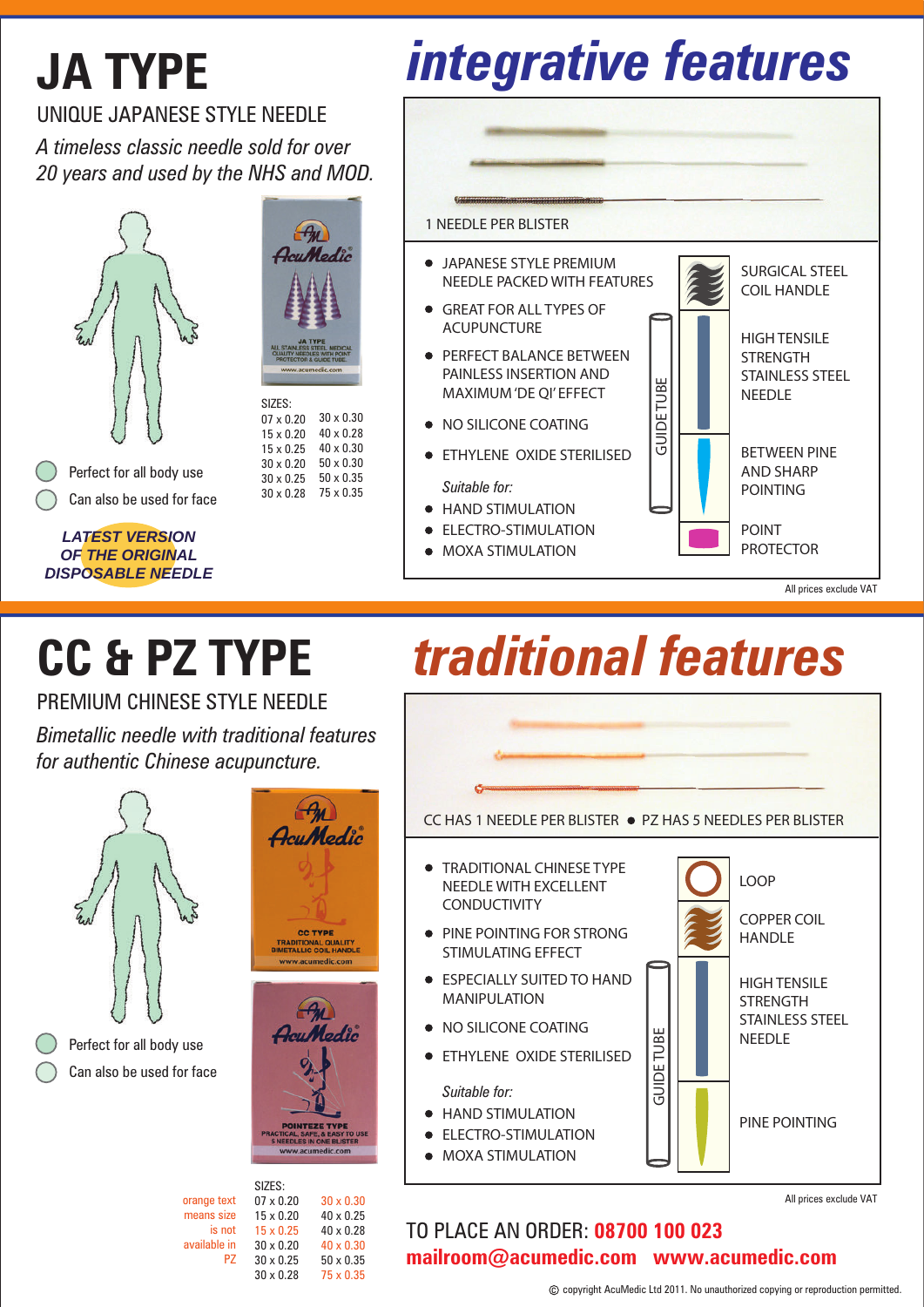# JA TYPE

UNIQUE JAPANESE STYLE NEEDLE

*A timeless classic needle sold for over 20 years and used by the NHS and MOD.*

AcuMedic

JA TYPE
ALL STAINLESS STEEL MEDICAL QUALITY NEEDLES WITH POINT PROTECTOR & GUIDE TUBE
www.acumedic.com

SIZES:

| | |
|---|---|
| 07 x 0.20 | 30 x 0.30 |
| 15 x 0.20 | 40 x 0.28 |
| 15 x 0.25 | 40 x 0.30 |
| 30 x 0.20 | 50 x 0.30 |
| 30 x 0.25 | 50 x 0.35 |
| 30 x 0.28 | 75 x 0.35 |

- Perfect for all body use
- Can also be used for face

***LATEST VERSION OF THE ORIGINAL DISPOSABLE NEEDLE***

## integrative features

1 NEEDLE PER BLISTER

- JAPANESE STYLE PREMIUM NEEDLE PACKED WITH FEATURES
- GREAT FOR ALL TYPES OF ACUPUNCTURE
- PERFECT BALANCE BETWEEN PAINLESS INSERTION AND MAXIMUM 'DE QI' EFFECT
- NO SILICONE COATING
- ETHYLENE OXIDE STERILISED

*Suitable for:*

- HAND STIMULATION
- ELECTRO-STIMULATION
- MOXA STIMULATION

GUIDE TUBE

SURGICAL STEEL COIL HANDLE

HIGH TENSILE STRENGTH STAINLESS STEEL NEEDLE

BETWEEN PINE AND SHARP POINTING

POINT PROTECTOR

All prices exclude VAT

# CC & PZ TYPE

PREMIUM CHINESE STYLE NEEDLE

*Bimetallic needle with traditional features for authentic Chinese acupuncture.*

AcuMedic

CC TYPE
TRADITIONAL QUALITY BIMETALLIC COIL HANDLE
www.acumedic.com

AcuMedic

POINTEZE TYPE
PRACTICAL, SAFE, & EASY TO USE
5 NEEDLES IN ONE BLISTER
www.acumedic.com

- Perfect for all body use
- Can also be used for face

orange text means size is not available in PZ

SIZES:

| | |
|---|---|
| 07 x 0.20 | 30 x 0.30 |
| 15 x 0.20 | 40 x 0.25 |
| 15 x 0.25 | 40 x 0.28 |
| 30 x 0.20 | 40 x 0.30 |
| 30 x 0.25 | 50 x 0.35 |
| 30 x 0.28 | 75 x 0.35 |

## traditional features

CC HAS 1 NEEDLE PER BLISTER • PZ HAS 5 NEEDLES PER BLISTER

- TRADITIONAL CHINESE TYPE NEEDLE WITH EXCELLENT CONDUCTIVITY
- PINE POINTING FOR STRONG STIMULATING EFFECT
- ESPECIALLY SUITED TO HAND MANIPULATION
- NO SILICONE COATING
- ETHYLENE OXIDE STERILISED

*Suitable for:*

- HAND STIMULATION
- ELECTRO-STIMULATION
- MOXA STIMULATION

GUIDE TUBE

LOOP

COPPER COIL HANDLE

HIGH TENSILE STRENGTH STAINLESS STEEL NEEDLE

PINE POINTING

All prices exclude VAT

TO PLACE AN ORDER: **08700 100 023**

**mailroom@acumedic.com www.acumedic.com**

© copyright AcuMedic Ltd 2011. No unauthorized copying or reproduction permitted.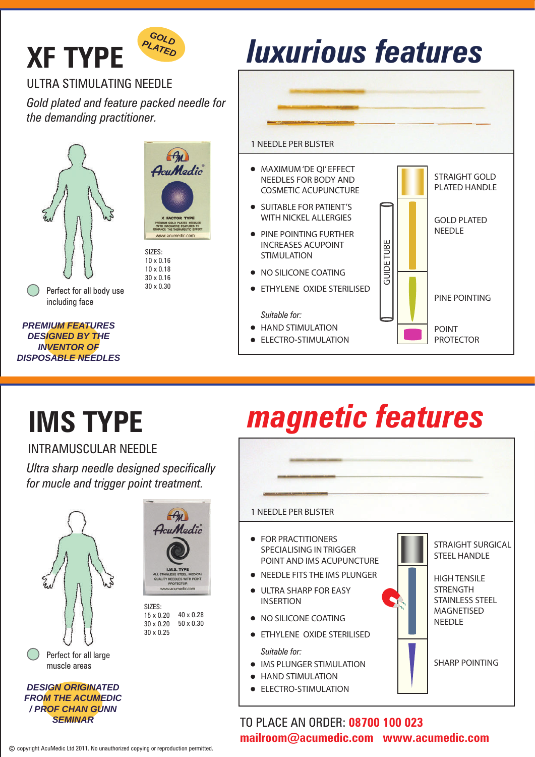# XF TYPE

GOLD PLATED

ULTRA STIMULATING NEEDLE

*Gold plated and feature packed needle for the demanding practitioner.*

Perfect for all body use including face

SIZES:
10 x 0.16
10 x 0.18
30 x 0.16
30 x 0.30

***PREMIUM FEATURES DESIGNED BY THE INVENTOR OF DISPOSABLE NEEDLES***

## *luxurious features*

1 NEEDLE PER BLISTER

- MAXIMUM 'DE QI' EFFECT NEEDLES FOR BODY AND COSMETIC ACUPUNCTURE
- SUITABLE FOR PATIENT'S WITH NICKEL ALLERGIES
- PINE POINTING FURTHER INCREASES ACUPOINT STIMULATION
- NO SILICONE COATING
- ETHYLENE OXIDE STERILISED

*Suitable for:*

- HAND STIMULATION
- ELECTRO-STIMULATION

GUIDE TUBE

STRAIGHT GOLD PLATED HANDLE

GOLD PLATED NEEDLE

PINE POINTING

POINT PROTECTOR

# IMS TYPE

INTRAMUSCULAR NEEDLE

*Ultra sharp needle designed specifically for mucle and trigger point treatment.*

Perfect for all large muscle areas

SIZES:
15 x 0.20
30 x 0.20
30 x 0.25
40 x 0.28
50 x 0.30

***DESIGN ORIGINATED FROM THE ACUMEDIC / PROF CHAN GUNN SEMINAR***

## *magnetic features*

1 NEEDLE PER BLISTER

- FOR PRACTITIONERS SPECIALISING IN TRIGGER POINT AND IMS ACUPUNCTURE
- NEEDLE FITS THE IMS PLUNGER
- ULTRA SHARP FOR EASY INSERTION
- NO SILICONE COATING
- ETHYLENE OXIDE STERILISED

*Suitable for:*

- IMS PLUNGER STIMULATION
- HAND STIMULATION
- ELECTRO-STIMULATION

STRAIGHT SURGICAL STEEL HANDLE

HIGH TENSILE STRENGTH STAINLESS STEEL MAGNETISED NEEDLE

SHARP POINTING

TO PLACE AN ORDER: **08700 100 023**

**mailroom@acumedic.com www.acumedic.com**

© copyright AcuMedic Ltd 2011. No unauthorized copying or reproduction permitted.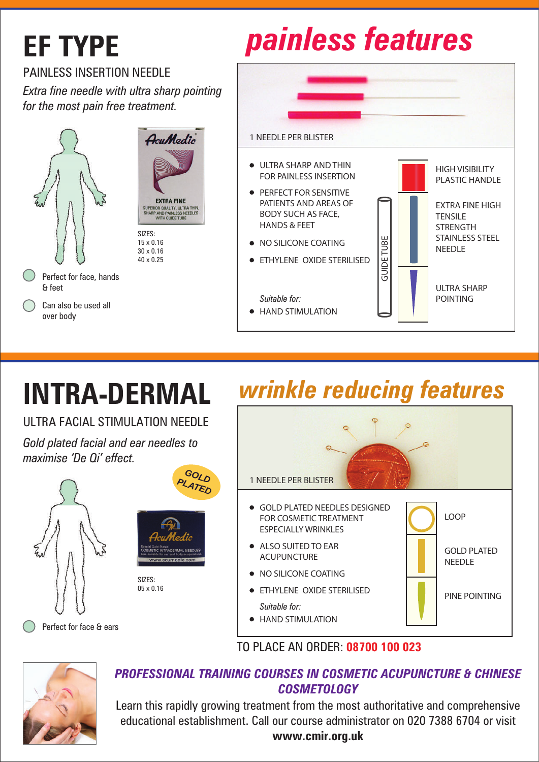# EF TYPE

PAINLESS INSERTION NEEDLE

*Extra fine needle with ultra sharp pointing for the most pain free treatment.*

AcuMedic

EXTRA FINE
SUPERIOR QUALITY, ULTRA THIN, SHARP AND PAINLESS NEEDLES WITH GUIDE TUBE

SIZES:
15 x 0.16
30 x 0.16
40 x 0.25

- Perfect for face, hands & feet
- Can also be used all over body

## *painless features*

1 NEEDLE PER BLISTER

- ULTRA SHARP AND THIN FOR PAINLESS INSERTION
- PERFECT FOR SENSITIVE PATIENTS AND AREAS OF BODY SUCH AS FACE, HANDS & FEET
- NO SILICONE COATING
- ETHYLENE OXIDE STERILISED

*Suitable for:*

- HAND STIMULATION

GUIDE TUBE

HIGH VISIBILITY PLASTIC HANDLE

EXTRA FINE HIGH TENSILE STRENGTH STAINLESS STEEL NEEDLE

ULTRA SHARP POINTING

# INTRA-DERMAL

ULTRA FACIAL STIMULATION NEEDLE

*Gold plated facial and ear needles to maximise 'De Qi' effect.*

GOLD PLATED

AcuMedic

Special Gold Plated COSMETIC INTRADERMAL NEEDLES also suitable for ear and body acupuncture
www.acumedic.com

SIZES:
05 x 0.16

- Perfect for face & ears

## *wrinkle reducing features*

1 NEEDLE PER BLISTER

- GOLD PLATED NEEDLES DESIGNED FOR COSMETIC TREATMENT ESPECIALLY WRINKLES
- ALSO SUITED TO EAR ACUPUNCTURE
- NO SILICONE COATING
- ETHYLENE OXIDE STERILISED

*Suitable for:*

- HAND STIMULATION

LOOP

GOLD PLATED NEEDLE

PINE POINTING

TO PLACE AN ORDER: **08700 100 023**

### *PROFESSIONAL TRAINING COURSES IN COSMETIC ACUPUNCTURE & CHINESE COSMETOLOGY*

Learn this rapidly growing treatment from the most authoritative and comprehensive educational establishment. Call our course administrator on 020 7388 6704 or visit **www.cmir.org.uk**